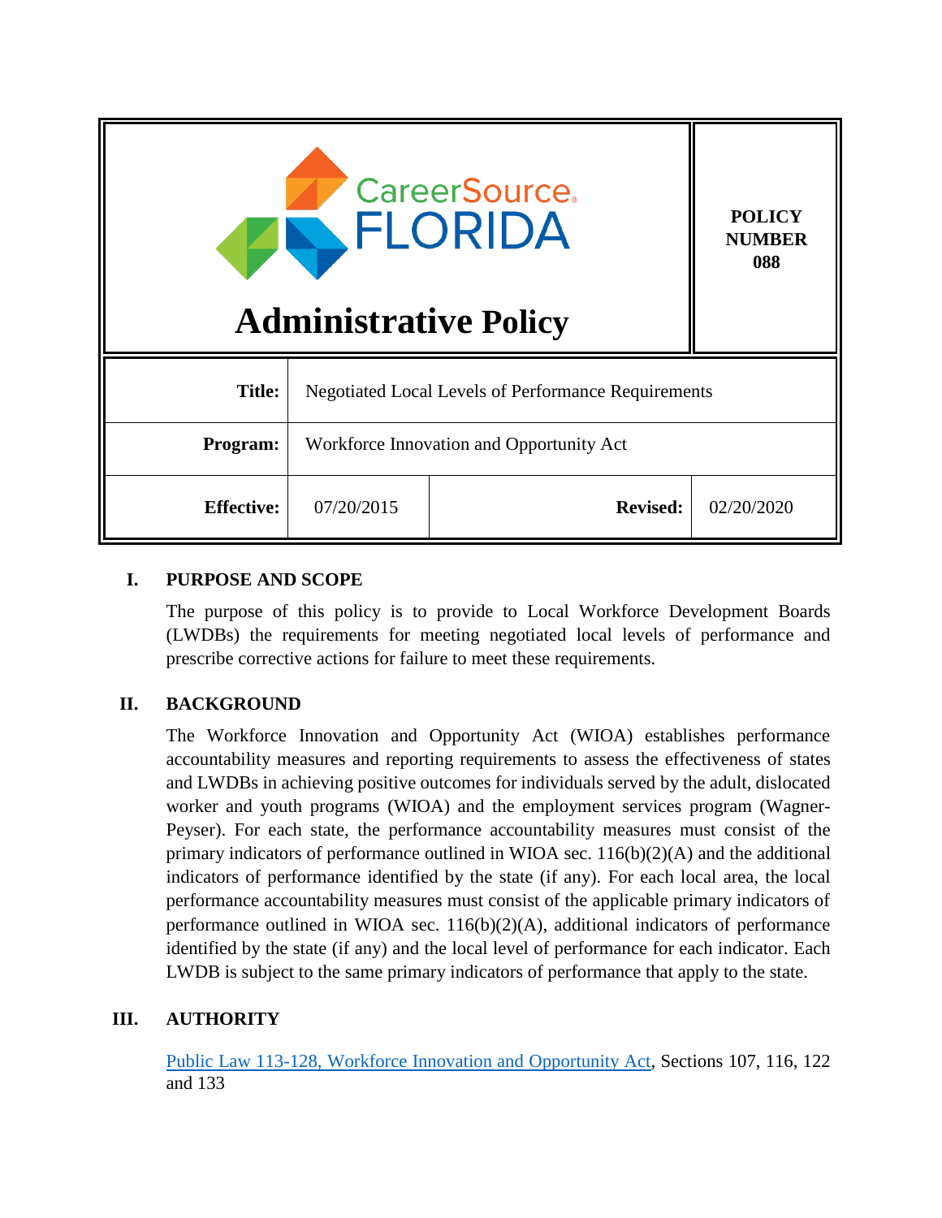| CareerSource FLORIDA<br>**Administrative Policy** | | | **POLICY NUMBER 088** |
|---|---|---|---|
| **Title:** | Negotiated Local Levels of Performance Requirements | | |
| **Program:** | Workforce Innovation and Opportunity Act | | |
| **Effective:** | 07/20/2015 | **Revised:** | 02/20/2020 |

## I. PURPOSE AND SCOPE

The purpose of this policy is to provide to Local Workforce Development Boards (LWDBs) the requirements for meeting negotiated local levels of performance and prescribe corrective actions for failure to meet these requirements.

## II. BACKGROUND

The Workforce Innovation and Opportunity Act (WIOA) establishes performance accountability measures and reporting requirements to assess the effectiveness of states and LWDBs in achieving positive outcomes for individuals served by the adult, dislocated worker and youth programs (WIOA) and the employment services program (Wagner-Peyser). For each state, the performance accountability measures must consist of the primary indicators of performance outlined in WIOA sec. 116(b)(2)(A) and the additional indicators of performance identified by the state (if any). For each local area, the local performance accountability measures must consist of the applicable primary indicators of performance outlined in WIOA sec. 116(b)(2)(A), additional indicators of performance identified by the state (if any) and the local level of performance for each indicator. Each LWDB is subject to the same primary indicators of performance that apply to the state.

## III. AUTHORITY

Public Law 113-128, Workforce Innovation and Opportunity Act, Sections 107, 116, 122 and 133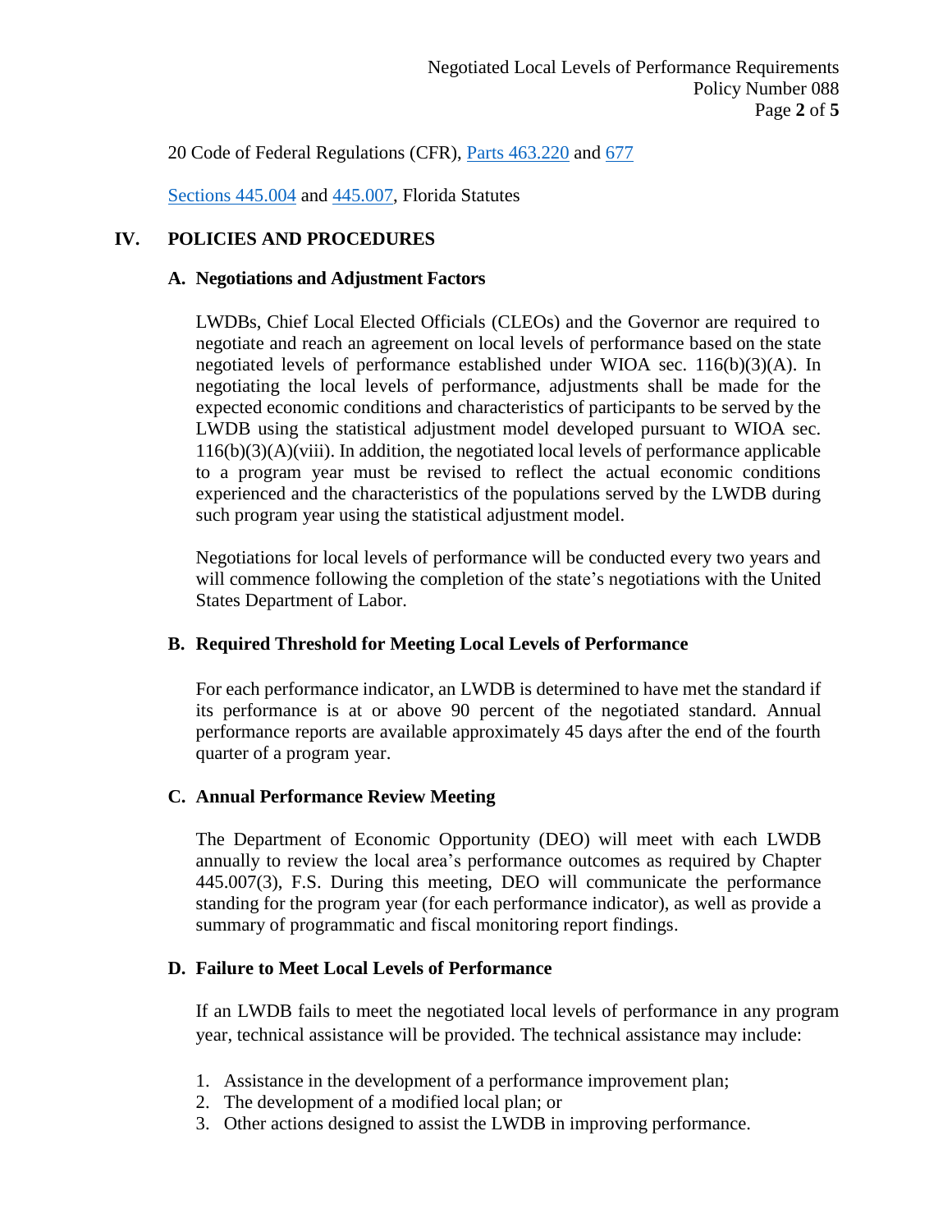20 Code of Federal Regulations (CFR), [Parts 463.220](#) and [677](#)

[Sections 445.004](#) and [445.007](#), Florida Statutes

## IV. POLICIES AND PROCEDURES

### A. Negotiations and Adjustment Factors

LWDBs, Chief Local Elected Officials (CLEOs) and the Governor are required to negotiate and reach an agreement on local levels of performance based on the state negotiated levels of performance established under WIOA sec. 116(b)(3)(A). In negotiating the local levels of performance, adjustments shall be made for the expected economic conditions and characteristics of participants to be served by the LWDB using the statistical adjustment model developed pursuant to WIOA sec. 116(b)(3)(A)(viii). In addition, the negotiated local levels of performance applicable to a program year must be revised to reflect the actual economic conditions experienced and the characteristics of the populations served by the LWDB during such program year using the statistical adjustment model.

Negotiations for local levels of performance will be conducted every two years and will commence following the completion of the state's negotiations with the United States Department of Labor.

### B. Required Threshold for Meeting Local Levels of Performance

For each performance indicator, an LWDB is determined to have met the standard if its performance is at or above 90 percent of the negotiated standard. Annual performance reports are available approximately 45 days after the end of the fourth quarter of a program year.

### C. Annual Performance Review Meeting

The Department of Economic Opportunity (DEO) will meet with each LWDB annually to review the local area's performance outcomes as required by Chapter 445.007(3), F.S. During this meeting, DEO will communicate the performance standing for the program year (for each performance indicator), as well as provide a summary of programmatic and fiscal monitoring report findings.

### D. Failure to Meet Local Levels of Performance

If an LWDB fails to meet the negotiated local levels of performance in any program year, technical assistance will be provided. The technical assistance may include:

1. Assistance in the development of a performance improvement plan;
2. The development of a modified local plan; or
3. Other actions designed to assist the LWDB in improving performance.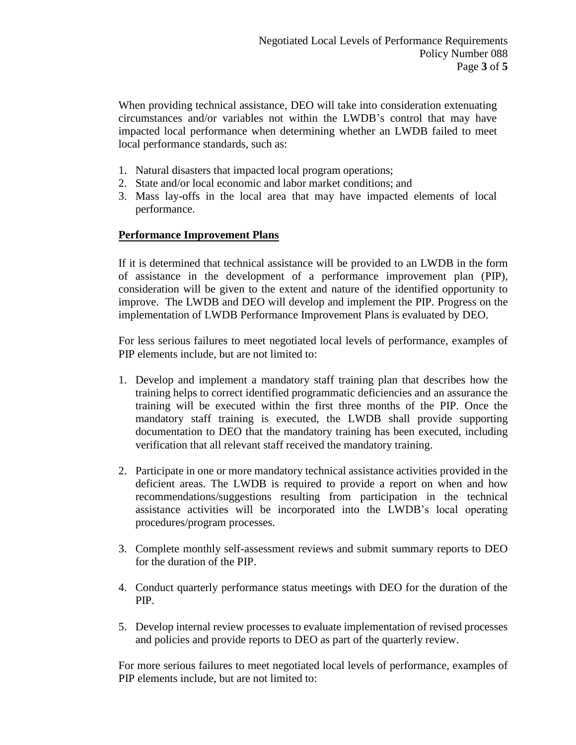When providing technical assistance, DEO will take into consideration extenuating circumstances and/or variables not within the LWDB's control that may have impacted local performance when determining whether an LWDB failed to meet local performance standards, such as:

1. Natural disasters that impacted local program operations;
2. State and/or local economic and labor market conditions; and
3. Mass lay-offs in the local area that may have impacted elements of local performance.

**Performance Improvement Plans**

If it is determined that technical assistance will be provided to an LWDB in the form of assistance in the development of a performance improvement plan (PIP), consideration will be given to the extent and nature of the identified opportunity to improve. The LWDB and DEO will develop and implement the PIP. Progress on the implementation of LWDB Performance Improvement Plans is evaluated by DEO.

For less serious failures to meet negotiated local levels of performance, examples of PIP elements include, but are not limited to:

1. Develop and implement a mandatory staff training plan that describes how the training helps to correct identified programmatic deficiencies and an assurance the training will be executed within the first three months of the PIP. Once the mandatory staff training is executed, the LWDB shall provide supporting documentation to DEO that the mandatory training has been executed, including verification that all relevant staff received the mandatory training.

2. Participate in one or more mandatory technical assistance activities provided in the deficient areas. The LWDB is required to provide a report on when and how recommendations/suggestions resulting from participation in the technical assistance activities will be incorporated into the LWDB's local operating procedures/program processes.

3. Complete monthly self-assessment reviews and submit summary reports to DEO for the duration of the PIP.

4. Conduct quarterly performance status meetings with DEO for the duration of the PIP.

5. Develop internal review processes to evaluate implementation of revised processes and policies and provide reports to DEO as part of the quarterly review.

For more serious failures to meet negotiated local levels of performance, examples of PIP elements include, but are not limited to: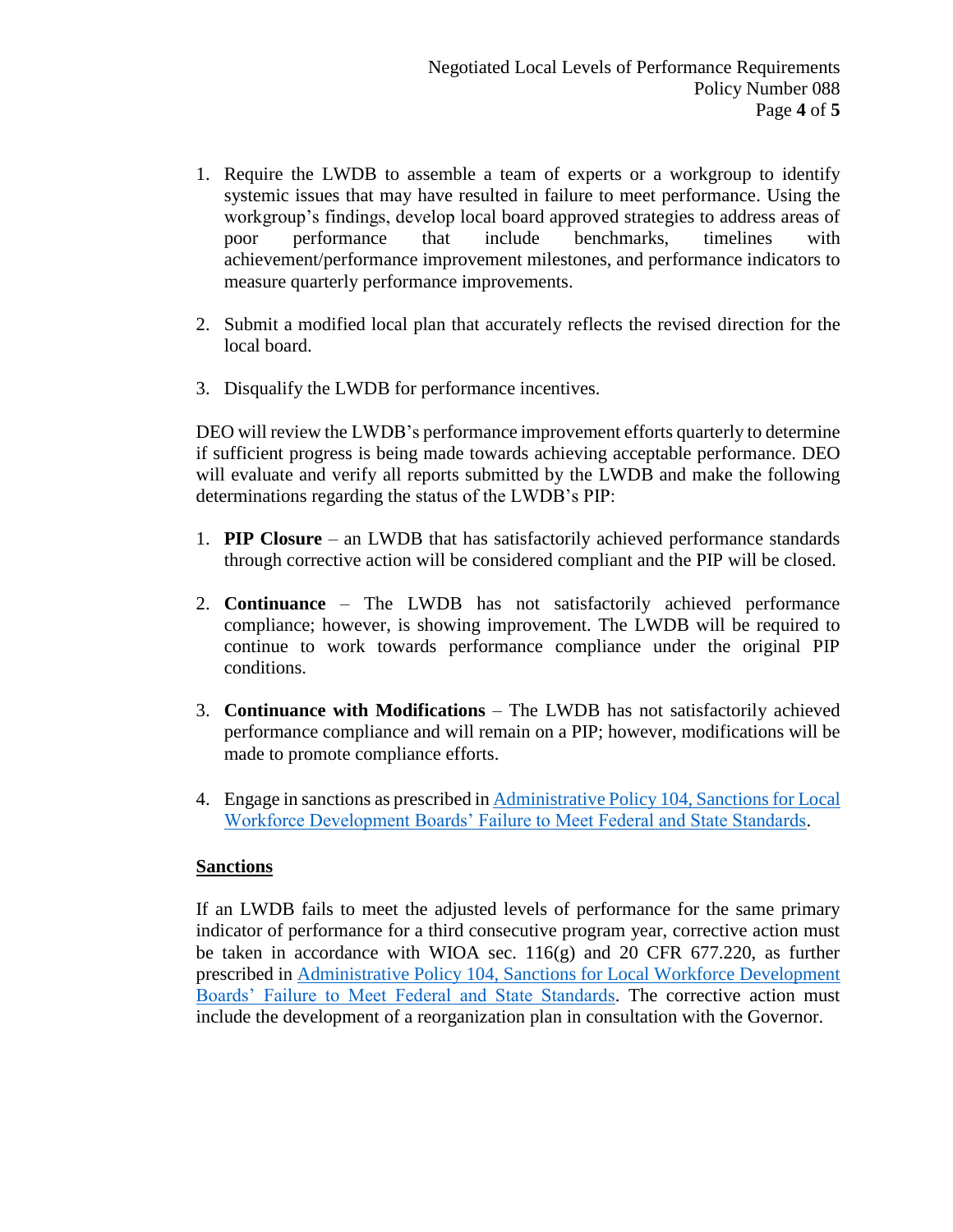1. Require the LWDB to assemble a team of experts or a workgroup to identify systemic issues that may have resulted in failure to meet performance. Using the workgroup's findings, develop local board approved strategies to address areas of poor performance that include benchmarks, timelines with achievement/performance improvement milestones, and performance indicators to measure quarterly performance improvements.

2. Submit a modified local plan that accurately reflects the revised direction for the local board.

3. Disqualify the LWDB for performance incentives.

DEO will review the LWDB's performance improvement efforts quarterly to determine if sufficient progress is being made towards achieving acceptable performance. DEO will evaluate and verify all reports submitted by the LWDB and make the following determinations regarding the status of the LWDB's PIP:

1. **PIP Closure** – an LWDB that has satisfactorily achieved performance standards through corrective action will be considered compliant and the PIP will be closed.

2. **Continuance** – The LWDB has not satisfactorily achieved performance compliance; however, is showing improvement. The LWDB will be required to continue to work towards performance compliance under the original PIP conditions.

3. **Continuance with Modifications** – The LWDB has not satisfactorily achieved performance compliance and will remain on a PIP; however, modifications will be made to promote compliance efforts.

4. Engage in sanctions as prescribed in Administrative Policy 104, Sanctions for Local Workforce Development Boards' Failure to Meet Federal and State Standards.

## Sanctions

If an LWDB fails to meet the adjusted levels of performance for the same primary indicator of performance for a third consecutive program year, corrective action must be taken in accordance with WIOA sec. 116(g) and 20 CFR 677.220, as further prescribed in Administrative Policy 104, Sanctions for Local Workforce Development Boards' Failure to Meet Federal and State Standards. The corrective action must include the development of a reorganization plan in consultation with the Governor.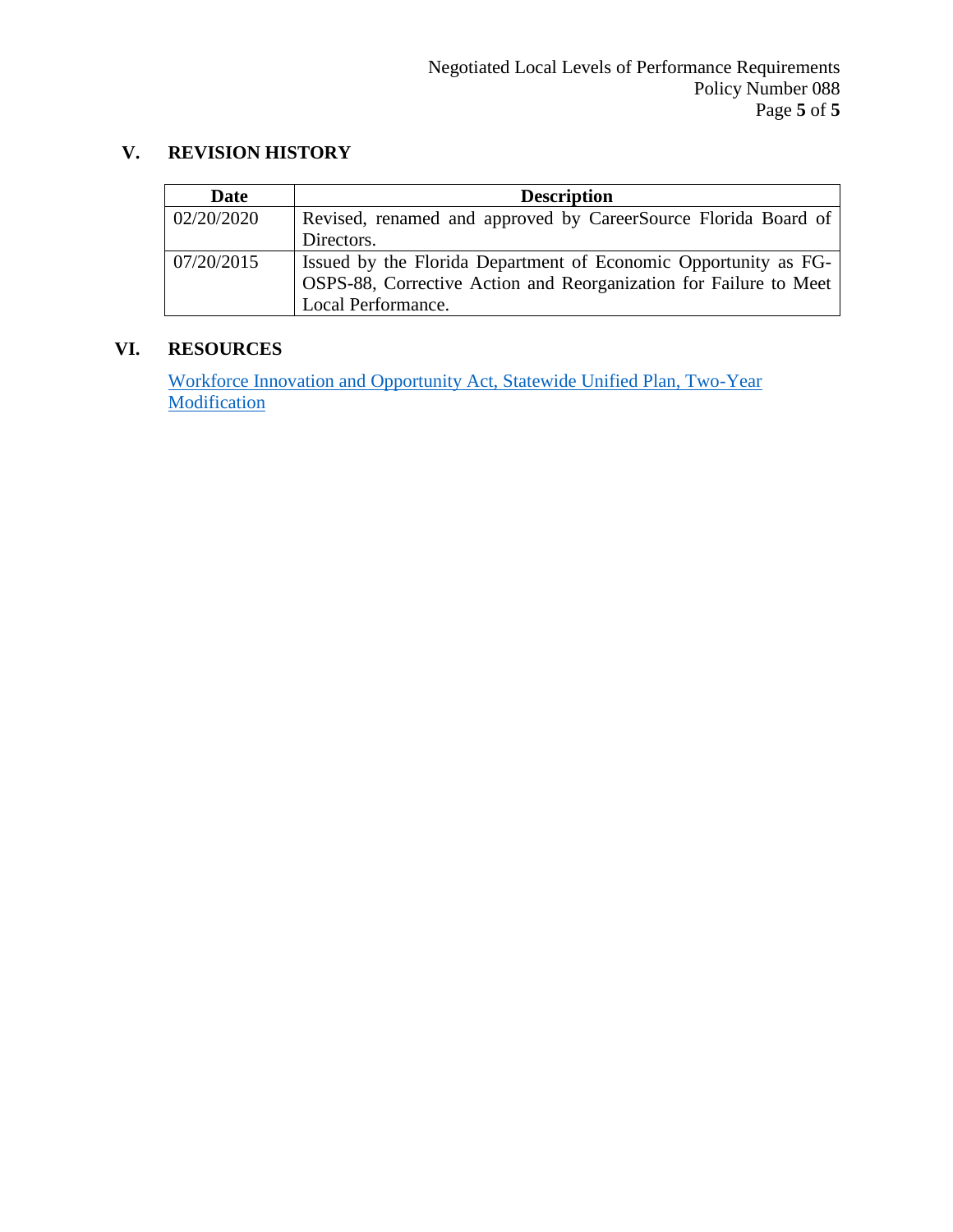## V. REVISION HISTORY

| Date | Description |
|---|---|
| 02/20/2020 | Revised, renamed and approved by CareerSource Florida Board of Directors. |
| 07/20/2015 | Issued by the Florida Department of Economic Opportunity as FG-OSPS-88, Corrective Action and Reorganization for Failure to Meet Local Performance. |

## VI. RESOURCES

Workforce Innovation and Opportunity Act, Statewide Unified Plan, Two-Year Modification